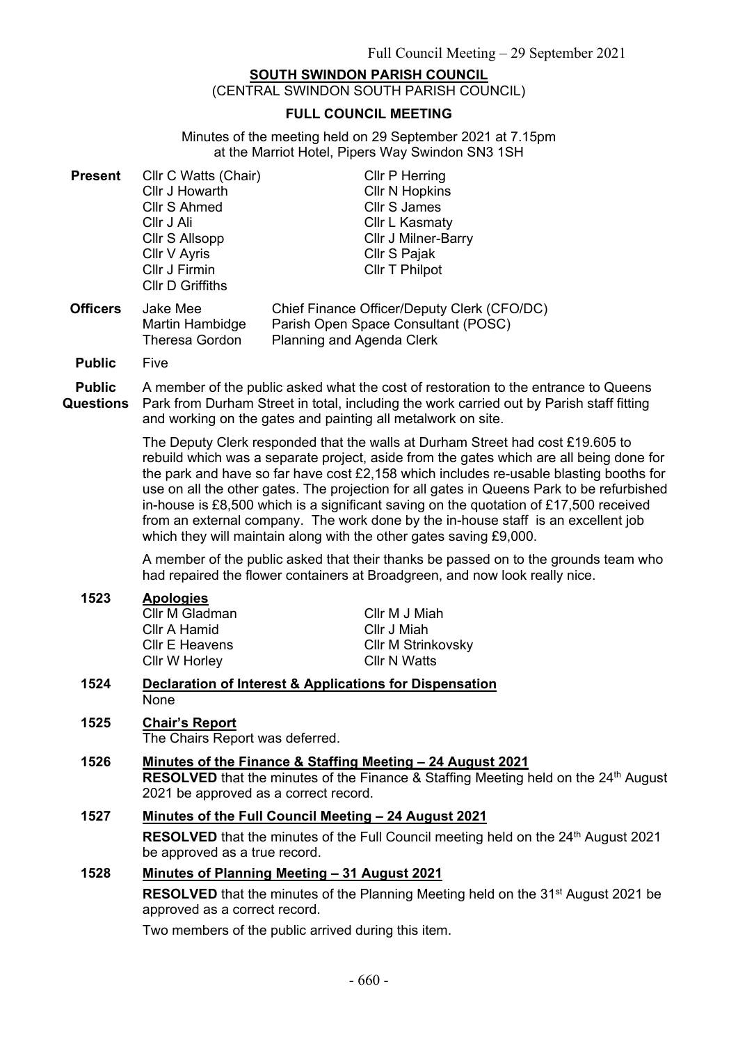**SOUTH SWINDON PARISH COUNCIL**
(CENTRAL SWINDON SOUTH PARISH COUNCIL)

**FULL COUNCIL MEETING**

Minutes of the meeting held on 29 September 2021 at 7.15pm at the Marriot Hotel, Pipers Way Swindon SN3 1SH

**Present**

Cllr C Watts (Chair)
Cllr J Howarth
Cllr S Ahmed
Cllr J Ali
Cllr S Allsopp
Cllr V Ayris
Cllr J Firmin
Cllr D Griffiths
Cllr P Herring
Cllr N Hopkins
Cllr S James
Cllr L Kasmaty
Cllr J Milner-Barry
Cllr S Pajak
Cllr T Philpot

**Officers**

| | |
|---|---|
| Jake Mee | Chief Finance Officer/Deputy Clerk (CFO/DC) |
| Martin Hambidge | Parish Open Space Consultant (POSC) |
| Theresa Gordon | Planning and Agenda Clerk |

**Public** Five

**Public Questions**

A member of the public asked what the cost of restoration to the entrance to Queens Park from Durham Street in total, including the work carried out by Parish staff fitting and working on the gates and painting all metalwork on site.

The Deputy Clerk responded that the walls at Durham Street had cost £19.605 to rebuild which was a separate project, aside from the gates which are all being done for the park and have so far have cost £2,158 which includes re-usable blasting booths for use on all the other gates. The projection for all gates in Queens Park to be refurbished in-house is £8,500 which is a significant saving on the quotation of £17,500 received from an external company. The work done by the in-house staff is an excellent job which they will maintain along with the other gates saving £9,000.

A member of the public asked that their thanks be passed on to the grounds team who had repaired the flower containers at Broadgreen, and now look really nice.

**1523 Apologies**

Cllr M Gladman
Cllr A Hamid
Cllr E Heavens
Cllr W Horley
Cllr M J Miah
Cllr J Miah
Cllr M Strinkovsky
Cllr N Watts

**1524 Declaration of Interest & Applications for Dispensation**

None

**1525 Chair's Report**

The Chairs Report was deferred.

**1526 Minutes of the Finance & Staffing Meeting – 24 August 2021**

**RESOLVED** that the minutes of the Finance & Staffing Meeting held on the 24th August 2021 be approved as a correct record.

**1527 Minutes of the Full Council Meeting – 24 August 2021**

**RESOLVED** that the minutes of the Full Council meeting held on the 24th August 2021 be approved as a true record.

**1528 Minutes of Planning Meeting – 31 August 2021**

**RESOLVED** that the minutes of the Planning Meeting held on the 31st August 2021 be approved as a correct record.

Two members of the public arrived during this item.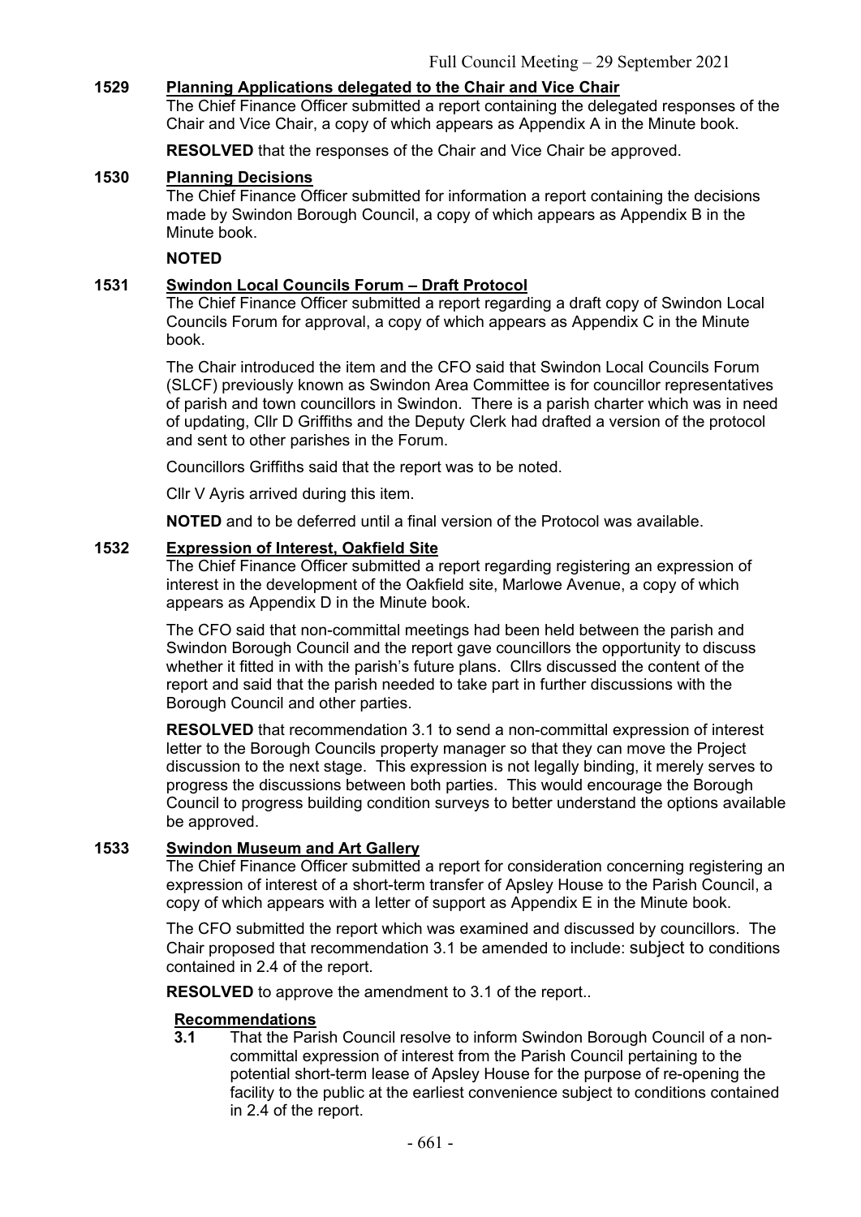## 1529 Planning Applications delegated to the Chair and Vice Chair

The Chief Finance Officer submitted a report containing the delegated responses of the Chair and Vice Chair, a copy of which appears as Appendix A in the Minute book.

**RESOLVED** that the responses of the Chair and Vice Chair be approved.

## 1530 Planning Decisions

The Chief Finance Officer submitted for information a report containing the decisions made by Swindon Borough Council, a copy of which appears as Appendix B in the Minute book.

**NOTED**

## 1531 Swindon Local Councils Forum – Draft Protocol

The Chief Finance Officer submitted a report regarding a draft copy of Swindon Local Councils Forum for approval, a copy of which appears as Appendix C in the Minute book.

The Chair introduced the item and the CFO said that Swindon Local Councils Forum (SLCF) previously known as Swindon Area Committee is for councillor representatives of parish and town councillors in Swindon. There is a parish charter which was in need of updating, Cllr D Griffiths and the Deputy Clerk had drafted a version of the protocol and sent to other parishes in the Forum.

Councillors Griffiths said that the report was to be noted.

Cllr V Ayris arrived during this item.

**NOTED** and to be deferred until a final version of the Protocol was available.

## 1532 Expression of Interest, Oakfield Site

The Chief Finance Officer submitted a report regarding registering an expression of interest in the development of the Oakfield site, Marlowe Avenue, a copy of which appears as Appendix D in the Minute book.

The CFO said that non-committal meetings had been held between the parish and Swindon Borough Council and the report gave councillors the opportunity to discuss whether it fitted in with the parish's future plans. Cllrs discussed the content of the report and said that the parish needed to take part in further discussions with the Borough Council and other parties.

**RESOLVED** that recommendation 3.1 to send a non-committal expression of interest letter to the Borough Councils property manager so that they can move the Project discussion to the next stage. This expression is not legally binding, it merely serves to progress the discussions between both parties. This would encourage the Borough Council to progress building condition surveys to better understand the options available be approved.

## 1533 Swindon Museum and Art Gallery

The Chief Finance Officer submitted a report for consideration concerning registering an expression of interest of a short-term transfer of Apsley House to the Parish Council, a copy of which appears with a letter of support as Appendix E in the Minute book.

The CFO submitted the report which was examined and discussed by councillors. The Chair proposed that recommendation 3.1 be amended to include: subject to conditions contained in 2.4 of the report.

**RESOLVED** to approve the amendment to 3.1 of the report..

### Recommendations

**3.1** That the Parish Council resolve to inform Swindon Borough Council of a non-committal expression of interest from the Parish Council pertaining to the potential short-term lease of Apsley House for the purpose of re-opening the facility to the public at the earliest convenience subject to conditions contained in 2.4 of the report.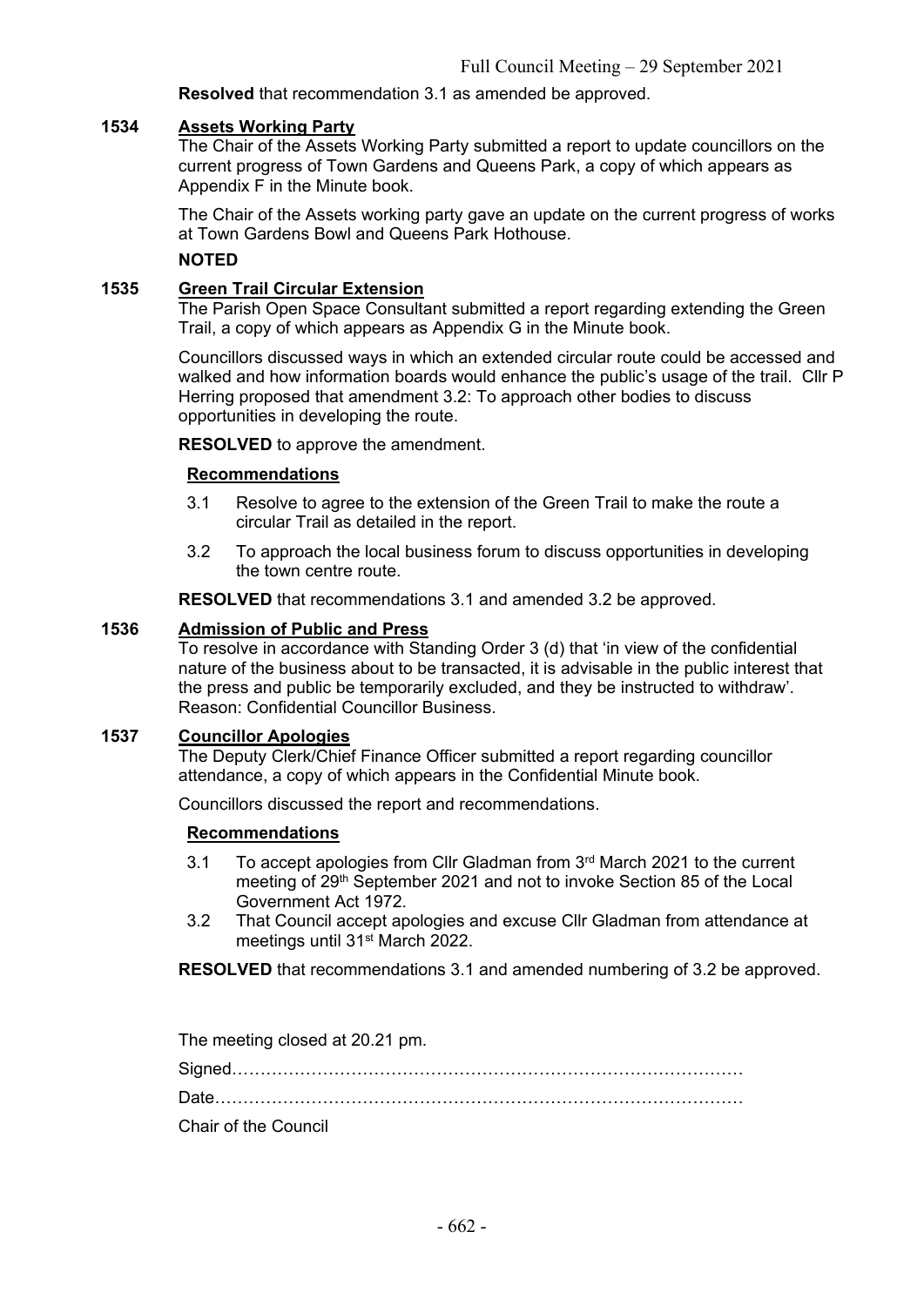**Resolved** that recommendation 3.1 as amended be approved.

## 1534 Assets Working Party

The Chair of the Assets Working Party submitted a report to update councillors on the current progress of Town Gardens and Queens Park, a copy of which appears as Appendix F in the Minute book.

The Chair of the Assets working party gave an update on the current progress of works at Town Gardens Bowl and Queens Park Hothouse.

**NOTED**

## 1535 Green Trail Circular Extension

The Parish Open Space Consultant submitted a report regarding extending the Green Trail, a copy of which appears as Appendix G in the Minute book.

Councillors discussed ways in which an extended circular route could be accessed and walked and how information boards would enhance the public's usage of the trail. Cllr P Herring proposed that amendment 3.2: To approach other bodies to discuss opportunities in developing the route.

**RESOLVED** to approve the amendment.

### Recommendations

3.1 Resolve to agree to the extension of the Green Trail to make the route a circular Trail as detailed in the report.

3.2 To approach the local business forum to discuss opportunities in developing the town centre route.

**RESOLVED** that recommendations 3.1 and amended 3.2 be approved.

## 1536 Admission of Public and Press

To resolve in accordance with Standing Order 3 (d) that 'in view of the confidential nature of the business about to be transacted, it is advisable in the public interest that the press and public be temporarily excluded, and they be instructed to withdraw'. Reason: Confidential Councillor Business.

## 1537 Councillor Apologies

The Deputy Clerk/Chief Finance Officer submitted a report regarding councillor attendance, a copy of which appears in the Confidential Minute book.

Councillors discussed the report and recommendations.

### Recommendations

3.1 To accept apologies from Cllr Gladman from 3rd March 2021 to the current meeting of 29th September 2021 and not to invoke Section 85 of the Local Government Act 1972.

3.2 That Council accept apologies and excuse Cllr Gladman from attendance at meetings until 31st March 2022.

**RESOLVED** that recommendations 3.1 and amended numbering of 3.2 be approved.

The meeting closed at 20.21 pm.

Signed………………………………………………………………………………

Date…………………………………………………………………………………

Chair of the Council